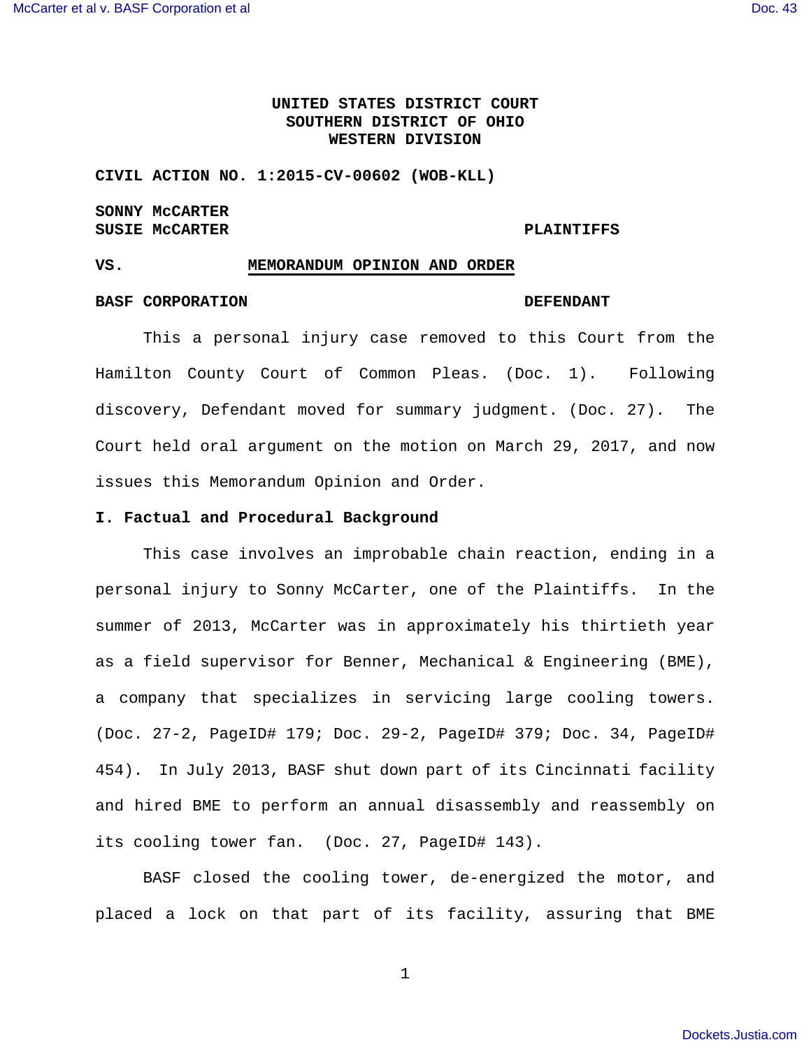**UNITED STATES DISTRICT COURT**
**SOUTHERN DISTRICT OF OHIO**
**WESTERN DIVISION**

**CIVIL ACTION NO. 1:2015-CV-00602 (WOB-KLL)**

**SONNY McCARTER**
**SUSIE McCARTER** **PLAINTIFFS**

**VS.** **MEMORANDUM OPINION AND ORDER**

**BASF CORPORATION** **DEFENDANT**

This a personal injury case removed to this Court from the Hamilton County Court of Common Pleas. (Doc. 1). Following discovery, Defendant moved for summary judgment. (Doc. 27). The Court held oral argument on the motion on March 29, 2017, and now issues this Memorandum Opinion and Order.

**I. Factual and Procedural Background**

This case involves an improbable chain reaction, ending in a personal injury to Sonny McCarter, one of the Plaintiffs. In the summer of 2013, McCarter was in approximately his thirtieth year as a field supervisor for Benner, Mechanical & Engineering (BME), a company that specializes in servicing large cooling towers. (Doc. 27-2, PageID# 179; Doc. 29-2, PageID# 379; Doc. 34, PageID# 454). In July 2013, BASF shut down part of its Cincinnati facility and hired BME to perform an annual disassembly and reassembly on its cooling tower fan. (Doc. 27, PageID# 143).

BASF closed the cooling tower, de-energized the motor, and placed a lock on that part of its facility, assuring that BME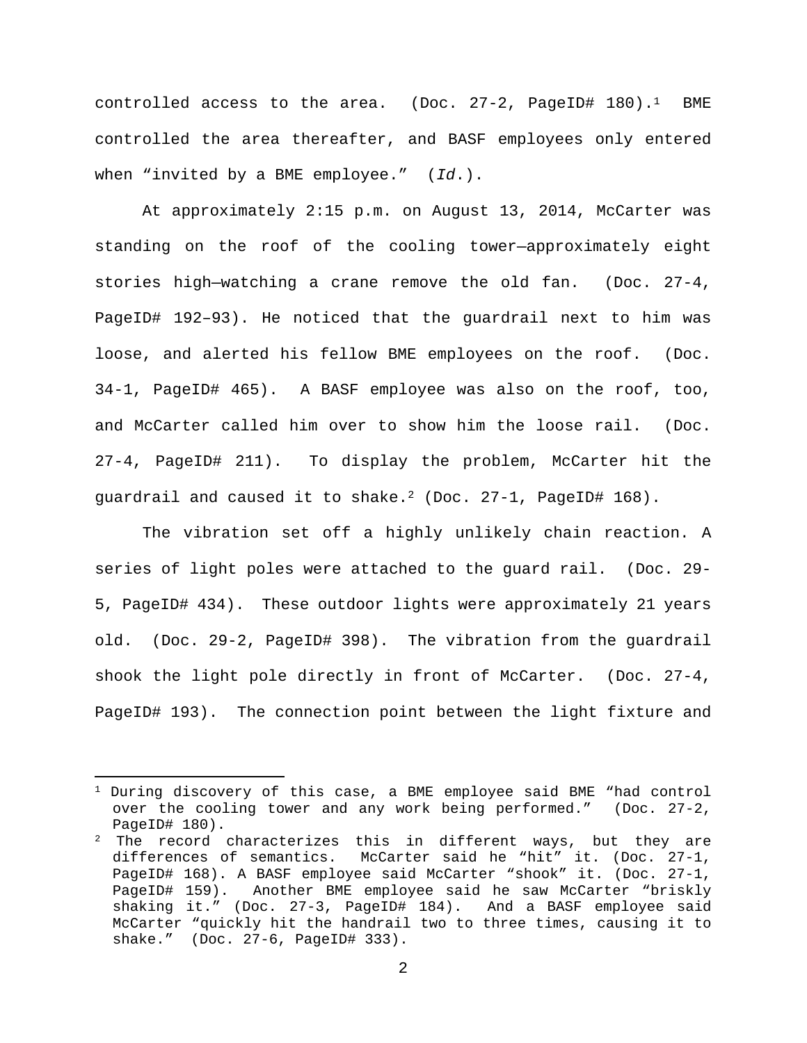controlled access to the area. (Doc. 27-2, PageID# 180).[1] BME controlled the area thereafter, and BASF employees only entered when "invited by a BME employee." (*Id*.).

At approximately 2:15 p.m. on August 13, 2014, McCarter was standing on the roof of the cooling tower—approximately eight stories high—watching a crane remove the old fan. (Doc. 27-4, PageID# 192–93). He noticed that the guardrail next to him was loose, and alerted his fellow BME employees on the roof. (Doc. 34-1, PageID# 465). A BASF employee was also on the roof, too, and McCarter called him over to show him the loose rail. (Doc. 27-4, PageID# 211). To display the problem, McCarter hit the guardrail and caused it to shake.[2] (Doc. 27-1, PageID# 168).

The vibration set off a highly unlikely chain reaction. A series of light poles were attached to the guard rail. (Doc. 29-5, PageID# 434). These outdoor lights were approximately 21 years old. (Doc. 29-2, PageID# 398). The vibration from the guardrail shook the light pole directly in front of McCarter. (Doc. 27-4, PageID# 193). The connection point between the light fixture and

---

[1] During discovery of this case, a BME employee said BME "had control over the cooling tower and any work being performed." (Doc. 27-2, PageID# 180).

[2] The record characterizes this in different ways, but they are differences of semantics. McCarter said he "hit" it. (Doc. 27-1, PageID# 168). A BASF employee said McCarter "shook" it. (Doc. 27-1, PageID# 159). Another BME employee said he saw McCarter "briskly shaking it." (Doc. 27-3, PageID# 184). And a BASF employee said McCarter "quickly hit the handrail two to three times, causing it to shake." (Doc. 27-6, PageID# 333).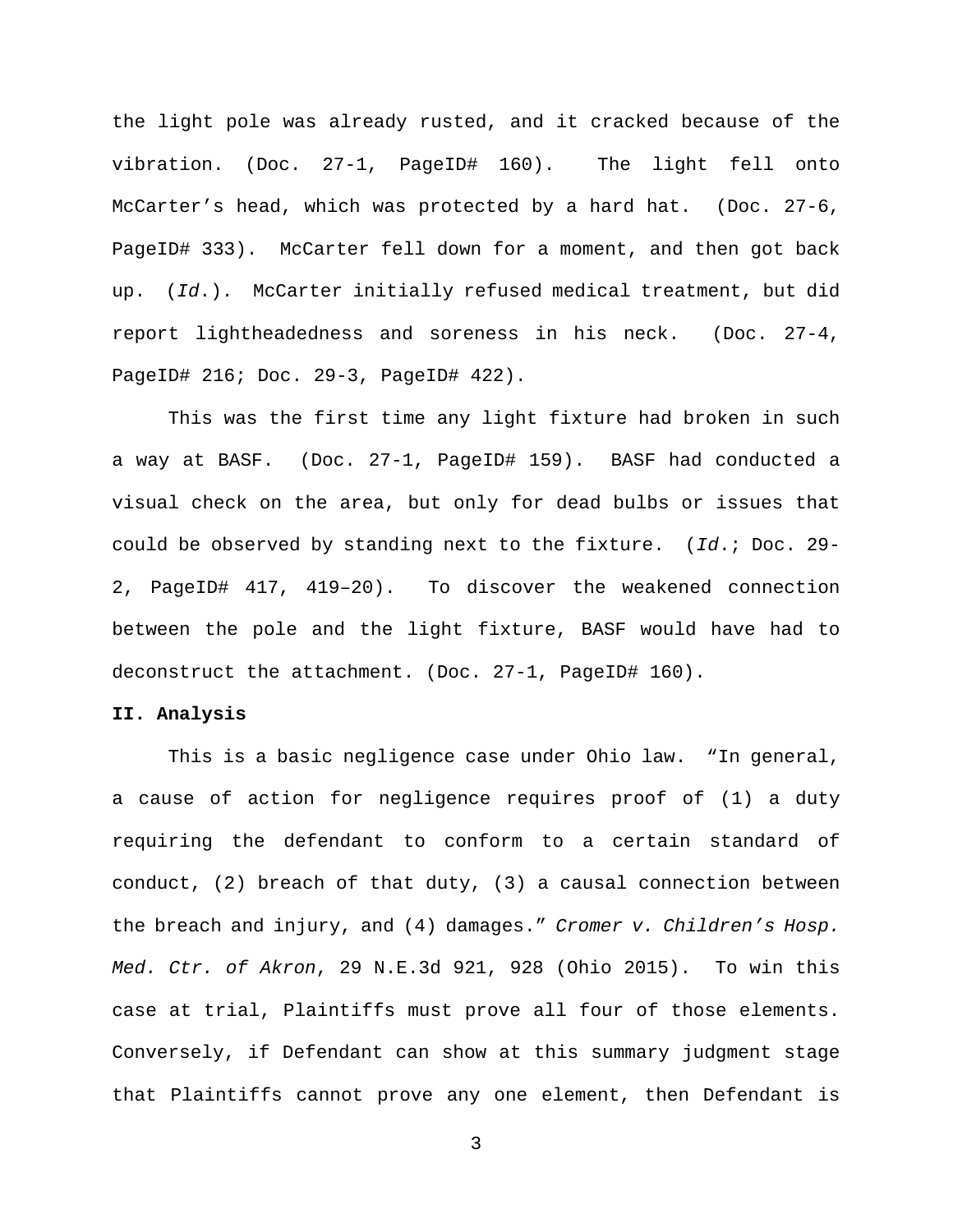the light pole was already rusted, and it cracked because of the vibration. (Doc. 27-1, PageID# 160). The light fell onto McCarter's head, which was protected by a hard hat. (Doc. 27-6, PageID# 333). McCarter fell down for a moment, and then got back up. (*Id.*). McCarter initially refused medical treatment, but did report lightheadedness and soreness in his neck. (Doc. 27-4, PageID# 216; Doc. 29-3, PageID# 422).

This was the first time any light fixture had broken in such a way at BASF. (Doc. 27-1, PageID# 159). BASF had conducted a visual check on the area, but only for dead bulbs or issues that could be observed by standing next to the fixture. (*Id.*; Doc. 29-2, PageID# 417, 419–20). To discover the weakened connection between the pole and the light fixture, BASF would have had to deconstruct the attachment. (Doc. 27-1, PageID# 160).

**II. Analysis**

This is a basic negligence case under Ohio law. "In general, a cause of action for negligence requires proof of (1) a duty requiring the defendant to conform to a certain standard of conduct, (2) breach of that duty, (3) a causal connection between the breach and injury, and (4) damages." *Cromer v. Children's Hosp. Med. Ctr. of Akron*, 29 N.E.3d 921, 928 (Ohio 2015). To win this case at trial, Plaintiffs must prove all four of those elements. Conversely, if Defendant can show at this summary judgment stage that Plaintiffs cannot prove any one element, then Defendant is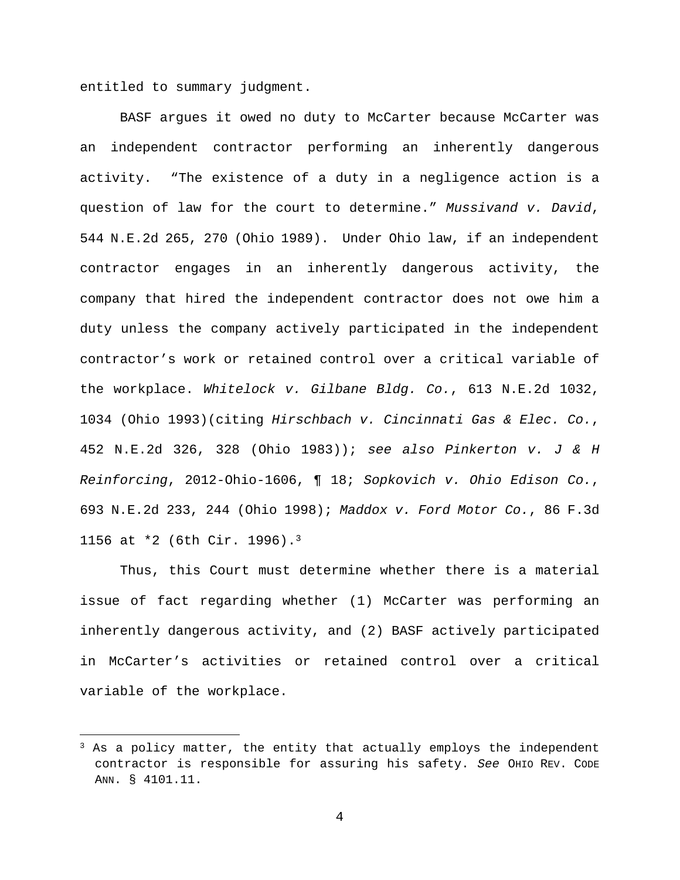entitled to summary judgment.

BASF argues it owed no duty to McCarter because McCarter was an independent contractor performing an inherently dangerous activity. "The existence of a duty in a negligence action is a question of law for the court to determine." *Mussivand v. David*, 544 N.E.2d 265, 270 (Ohio 1989). Under Ohio law, if an independent contractor engages in an inherently dangerous activity, the company that hired the independent contractor does not owe him a duty unless the company actively participated in the independent contractor's work or retained control over a critical variable of the workplace. *Whitelock v. Gilbane Bldg. Co.*, 613 N.E.2d 1032, 1034 (Ohio 1993)(citing *Hirschbach v. Cincinnati Gas & Elec. Co.*, 452 N.E.2d 326, 328 (Ohio 1983)); *see also Pinkerton v. J & H Reinforcing*, 2012-Ohio-1606, ¶ 18; *Sopkovich v. Ohio Edison Co.*, 693 N.E.2d 233, 244 (Ohio 1998); *Maddox v. Ford Motor Co.*, 86 F.3d 1156 at *2 (6th Cir. 1996).[3]

Thus, this Court must determine whether there is a material issue of fact regarding whether (1) McCarter was performing an inherently dangerous activity, and (2) BASF actively participated in McCarter's activities or retained control over a critical variable of the workplace.

---

[3] As a policy matter, the entity that actually employs the independent contractor is responsible for assuring his safety. *See* OHIO REV. CODE ANN. § 4101.11.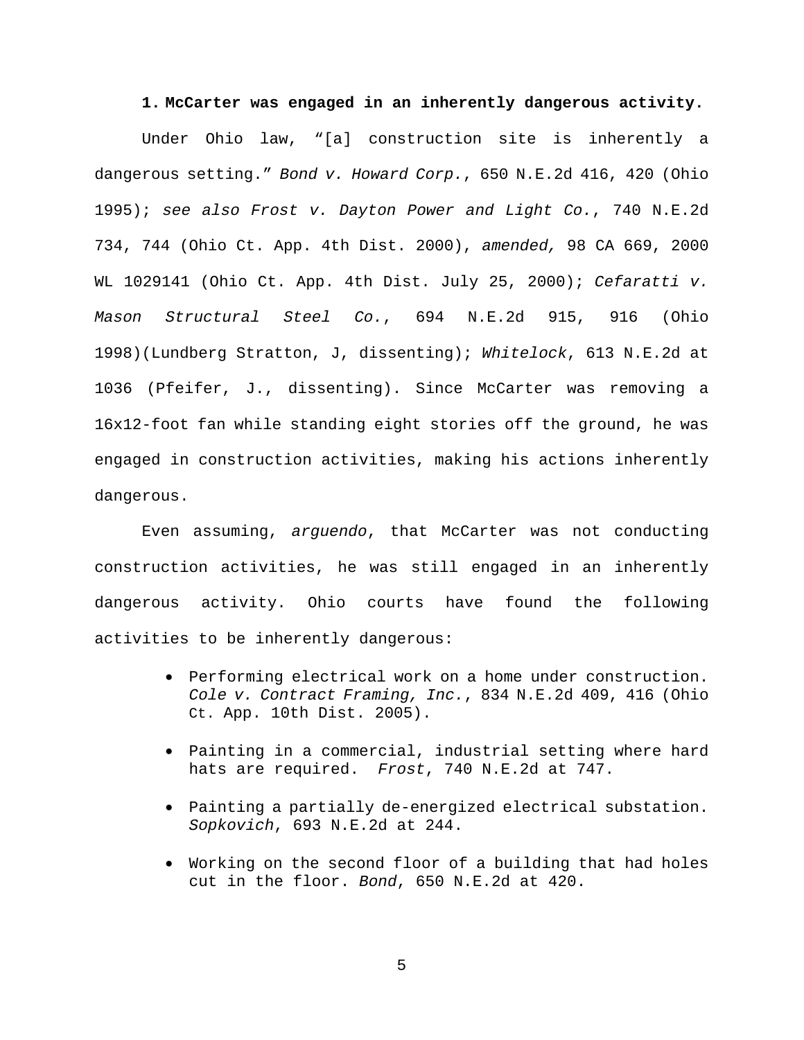**1. McCarter was engaged in an inherently dangerous activity.**

Under Ohio law, "[a] construction site is inherently a dangerous setting." *Bond v. Howard Corp.*, 650 N.E.2d 416, 420 (Ohio 1995); *see also Frost v. Dayton Power and Light Co.*, 740 N.E.2d 734, 744 (Ohio Ct. App. 4th Dist. 2000), *amended,* 98 CA 669, 2000 WL 1029141 (Ohio Ct. App. 4th Dist. July 25, 2000); *Cefaratti v. Mason Structural Steel Co.*, 694 N.E.2d 915, 916 (Ohio 1998)(Lundberg Stratton, J, dissenting); *Whitelock*, 613 N.E.2d at 1036 (Pfeifer, J., dissenting). Since McCarter was removing a 16x12-foot fan while standing eight stories off the ground, he was engaged in construction activities, making his actions inherently dangerous.

Even assuming, *arguendo*, that McCarter was not conducting construction activities, he was still engaged in an inherently dangerous activity. Ohio courts have found the following activities to be inherently dangerous:

- Performing electrical work on a home under construction. *Cole v. Contract Framing, Inc.*, 834 N.E.2d 409, 416 (Ohio Ct. App. 10th Dist. 2005).
- Painting in a commercial, industrial setting where hard hats are required. *Frost*, 740 N.E.2d at 747.
- Painting a partially de-energized electrical substation. *Sopkovich*, 693 N.E.2d at 244.
- Working on the second floor of a building that had holes cut in the floor. *Bond*, 650 N.E.2d at 420.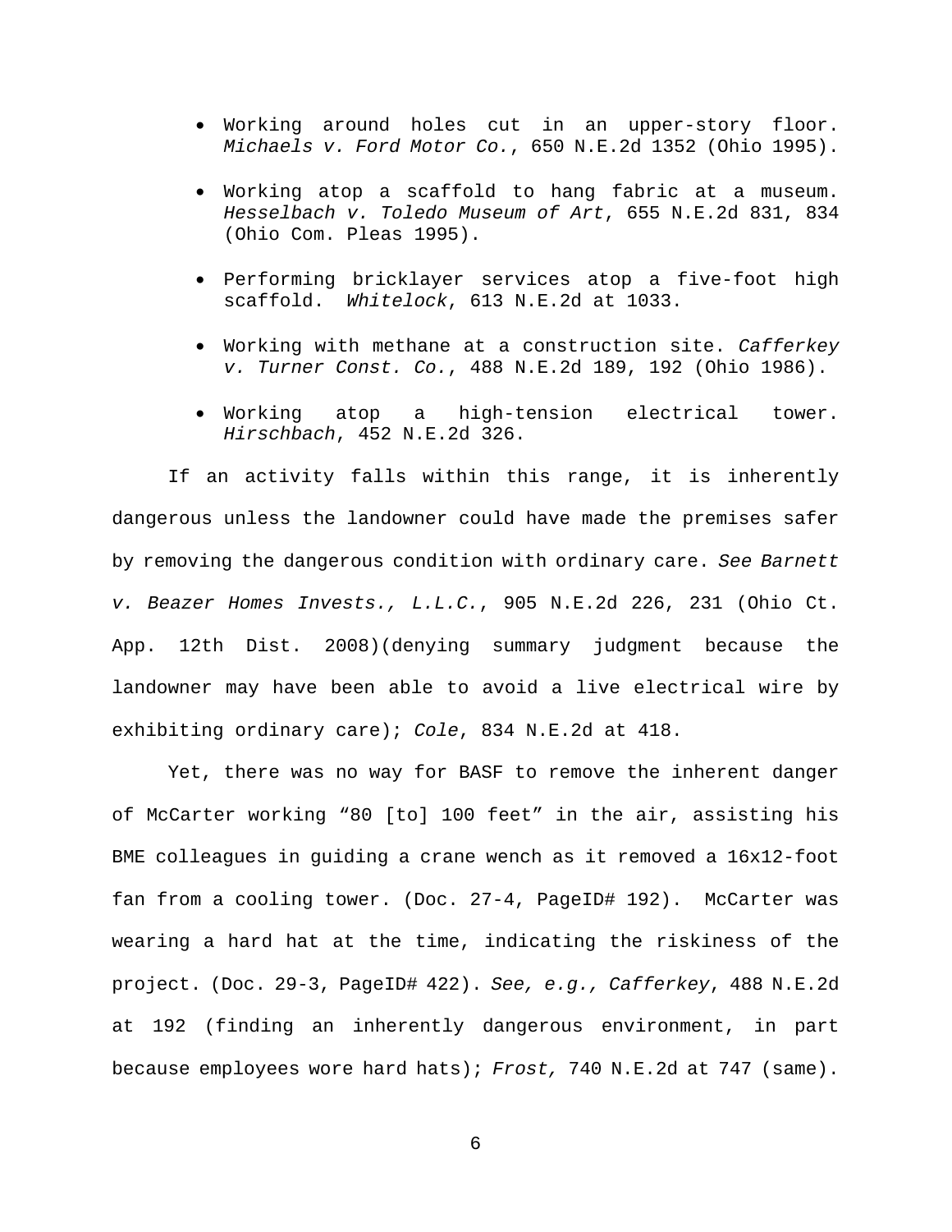- Working around holes cut in an upper-story floor. *Michaels v. Ford Motor Co.*, 650 N.E.2d 1352 (Ohio 1995).
- Working atop a scaffold to hang fabric at a museum. *Hesselbach v. Toledo Museum of Art*, 655 N.E.2d 831, 834 (Ohio Com. Pleas 1995).
- Performing bricklayer services atop a five-foot high scaffold. *Whitelock*, 613 N.E.2d at 1033.
- Working with methane at a construction site. *Cafferkey v. Turner Const. Co.*, 488 N.E.2d 189, 192 (Ohio 1986).
- Working atop a high-tension electrical tower. *Hirschbach*, 452 N.E.2d 326.

If an activity falls within this range, it is inherently dangerous unless the landowner could have made the premises safer by removing the dangerous condition with ordinary care. *See Barnett v. Beazer Homes Invests., L.L.C.*, 905 N.E.2d 226, 231 (Ohio Ct. App. 12th Dist. 2008)(denying summary judgment because the landowner may have been able to avoid a live electrical wire by exhibiting ordinary care); *Cole*, 834 N.E.2d at 418.

Yet, there was no way for BASF to remove the inherent danger of McCarter working "80 [to] 100 feet" in the air, assisting his BME colleagues in guiding a crane wench as it removed a 16x12-foot fan from a cooling tower. (Doc. 27-4, PageID# 192). McCarter was wearing a hard hat at the time, indicating the riskiness of the project. (Doc. 29-3, PageID# 422). *See, e.g., Cafferkey*, 488 N.E.2d at 192 (finding an inherently dangerous environment, in part because employees wore hard hats); *Frost,* 740 N.E.2d at 747 (same).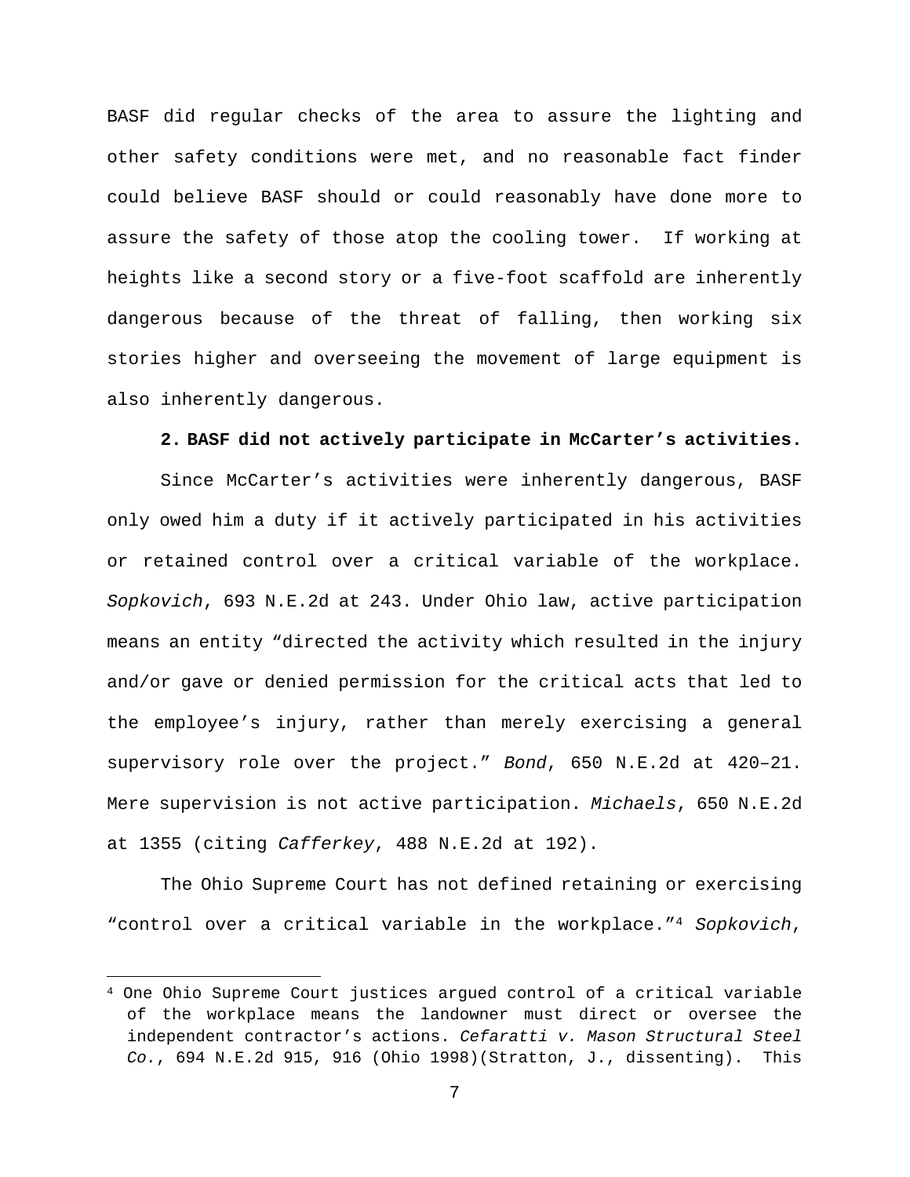BASF did regular checks of the area to assure the lighting and other safety conditions were met, and no reasonable fact finder could believe BASF should or could reasonably have done more to assure the safety of those atop the cooling tower. If working at heights like a second story or a five-foot scaffold are inherently dangerous because of the threat of falling, then working six stories higher and overseeing the movement of large equipment is also inherently dangerous.

**2. BASF did not actively participate in McCarter's activities.**

Since McCarter's activities were inherently dangerous, BASF only owed him a duty if it actively participated in his activities or retained control over a critical variable of the workplace. *Sopkovich*, 693 N.E.2d at 243. Under Ohio law, active participation means an entity "directed the activity which resulted in the injury and/or gave or denied permission for the critical acts that led to the employee's injury, rather than merely exercising a general supervisory role over the project." *Bond*, 650 N.E.2d at 420–21. Mere supervision is not active participation. *Michaels*, 650 N.E.2d at 1355 (citing *Cafferkey*, 488 N.E.2d at 192).

The Ohio Supreme Court has not defined retaining or exercising "control over a critical variable in the workplace."[4] *Sopkovich*,

---

[4] One Ohio Supreme Court justices argued control of a critical variable of the workplace means the landowner must direct or oversee the independent contractor's actions. *Cefaratti v. Mason Structural Steel Co.*, 694 N.E.2d 915, 916 (Ohio 1998)(Stratton, J., dissenting). This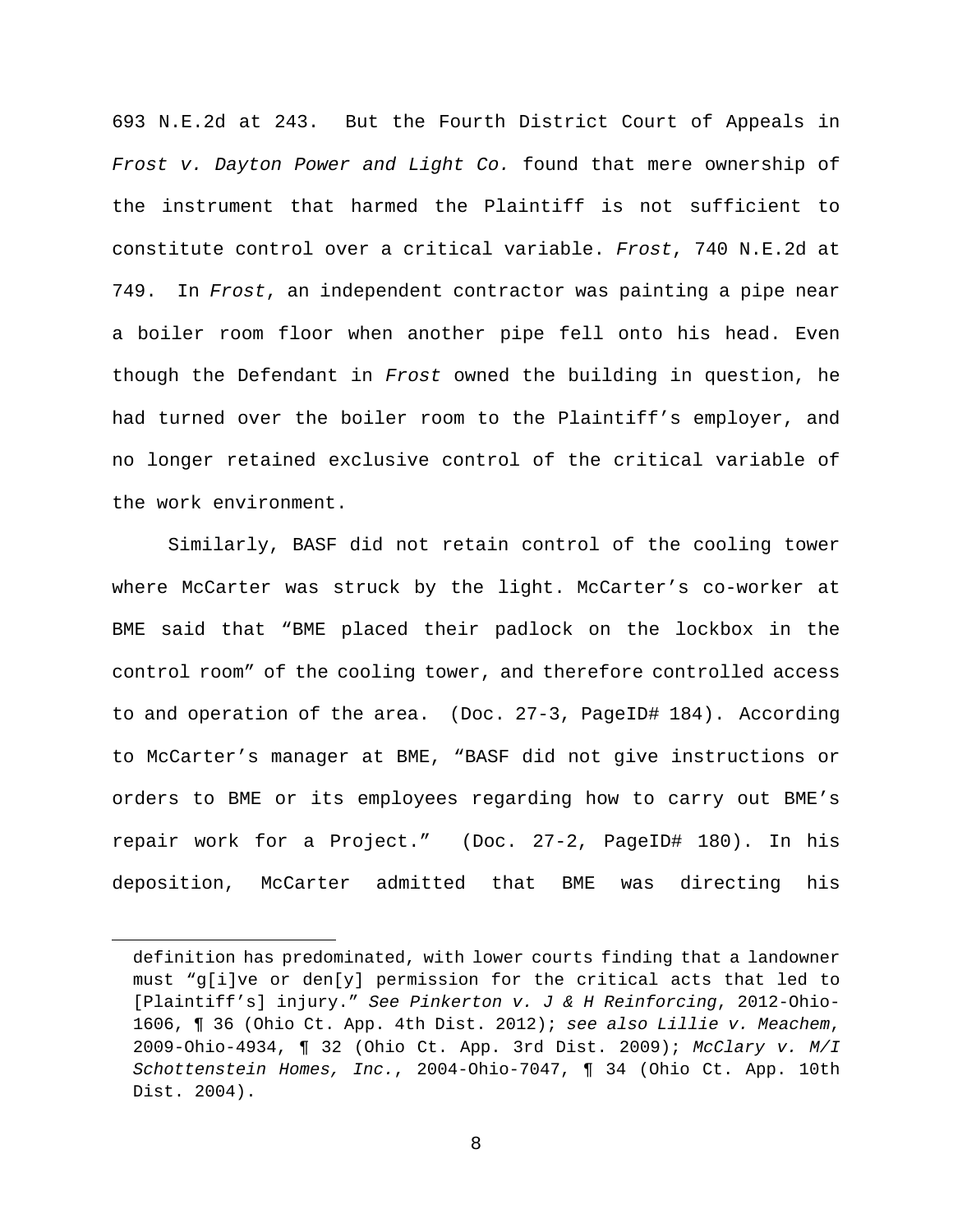693 N.E.2d at 243. But the Fourth District Court of Appeals in *Frost v. Dayton Power and Light Co.* found that mere ownership of the instrument that harmed the Plaintiff is not sufficient to constitute control over a critical variable. *Frost*, 740 N.E.2d at 749. In *Frost*, an independent contractor was painting a pipe near a boiler room floor when another pipe fell onto his head. Even though the Defendant in *Frost* owned the building in question, he had turned over the boiler room to the Plaintiff's employer, and no longer retained exclusive control of the critical variable of the work environment.

Similarly, BASF did not retain control of the cooling tower where McCarter was struck by the light. McCarter's co-worker at BME said that "BME placed their padlock on the lockbox in the control room" of the cooling tower, and therefore controlled access to and operation of the area. (Doc. 27-3, PageID# 184). According to McCarter's manager at BME, "BASF did not give instructions or orders to BME or its employees regarding how to carry out BME's repair work for a Project." (Doc. 27-2, PageID# 180). In his deposition, McCarter admitted that BME was directing his

---

definition has predominated, with lower courts finding that a landowner must "g[i]ve or den[y] permission for the critical acts that led to [Plaintiff's] injury." *See Pinkerton v. J & H Reinforcing*, 2012-Ohio-1606, ¶ 36 (Ohio Ct. App. 4th Dist. 2012); *see also Lillie v. Meachem*, 2009-Ohio-4934, ¶ 32 (Ohio Ct. App. 3rd Dist. 2009); *McClary v. M/I Schottenstein Homes, Inc.*, 2004-Ohio-7047, ¶ 34 (Ohio Ct. App. 10th Dist. 2004).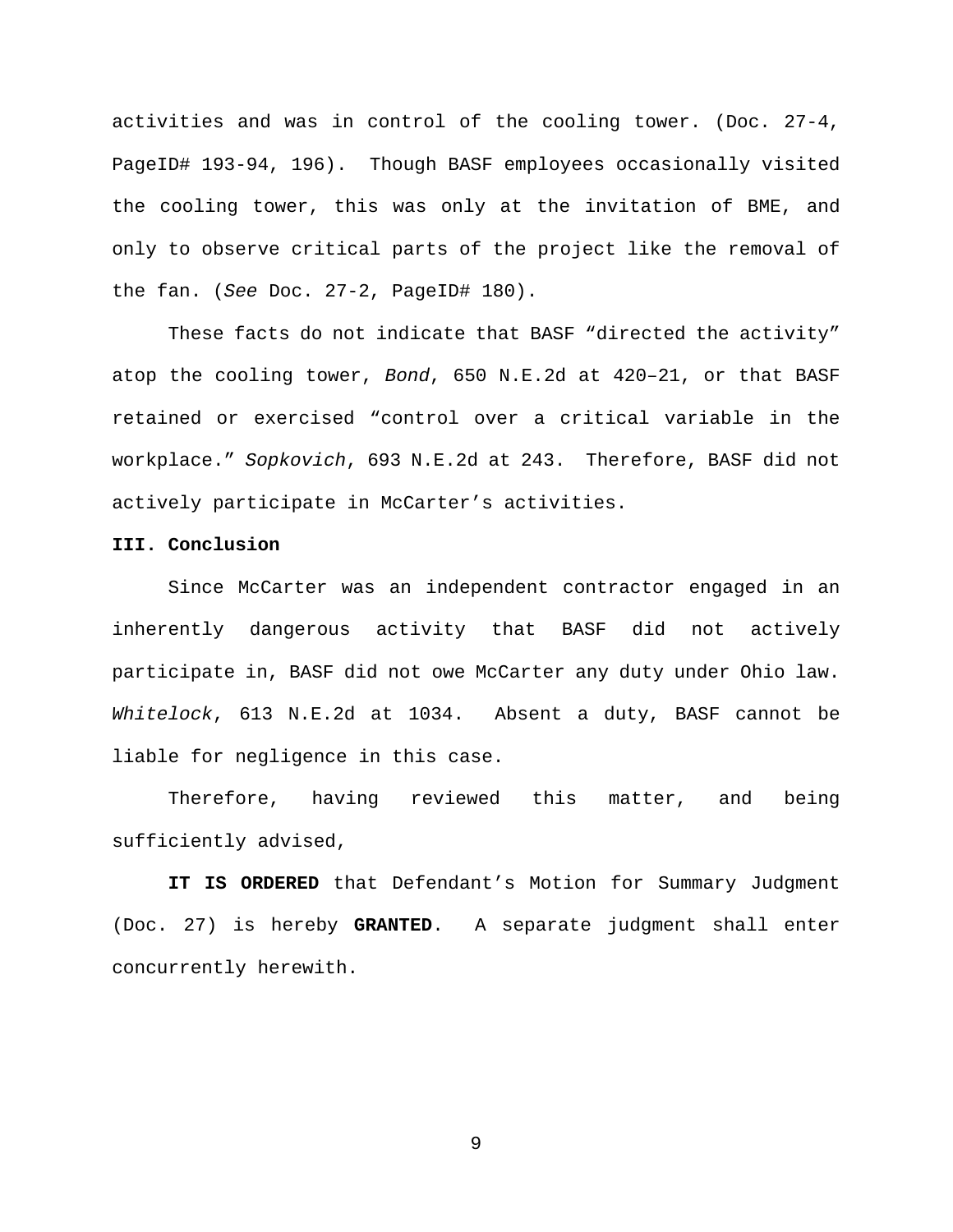activities and was in control of the cooling tower. (Doc. 27-4, PageID# 193-94, 196). Though BASF employees occasionally visited the cooling tower, this was only at the invitation of BME, and only to observe critical parts of the project like the removal of the fan. (*See* Doc. 27-2, PageID# 180).

These facts do not indicate that BASF "directed the activity" atop the cooling tower, *Bond*, 650 N.E.2d at 420–21, or that BASF retained or exercised "control over a critical variable in the workplace." *Sopkovich*, 693 N.E.2d at 243. Therefore, BASF did not actively participate in McCarter's activities.

## III. Conclusion

Since McCarter was an independent contractor engaged in an inherently dangerous activity that BASF did not actively participate in, BASF did not owe McCarter any duty under Ohio law. *Whitelock*, 613 N.E.2d at 1034. Absent a duty, BASF cannot be liable for negligence in this case.

Therefore, having reviewed this matter, and being sufficiently advised,

**IT IS ORDERED** that Defendant's Motion for Summary Judgment (Doc. 27) is hereby **GRANTED**. A separate judgment shall enter concurrently herewith.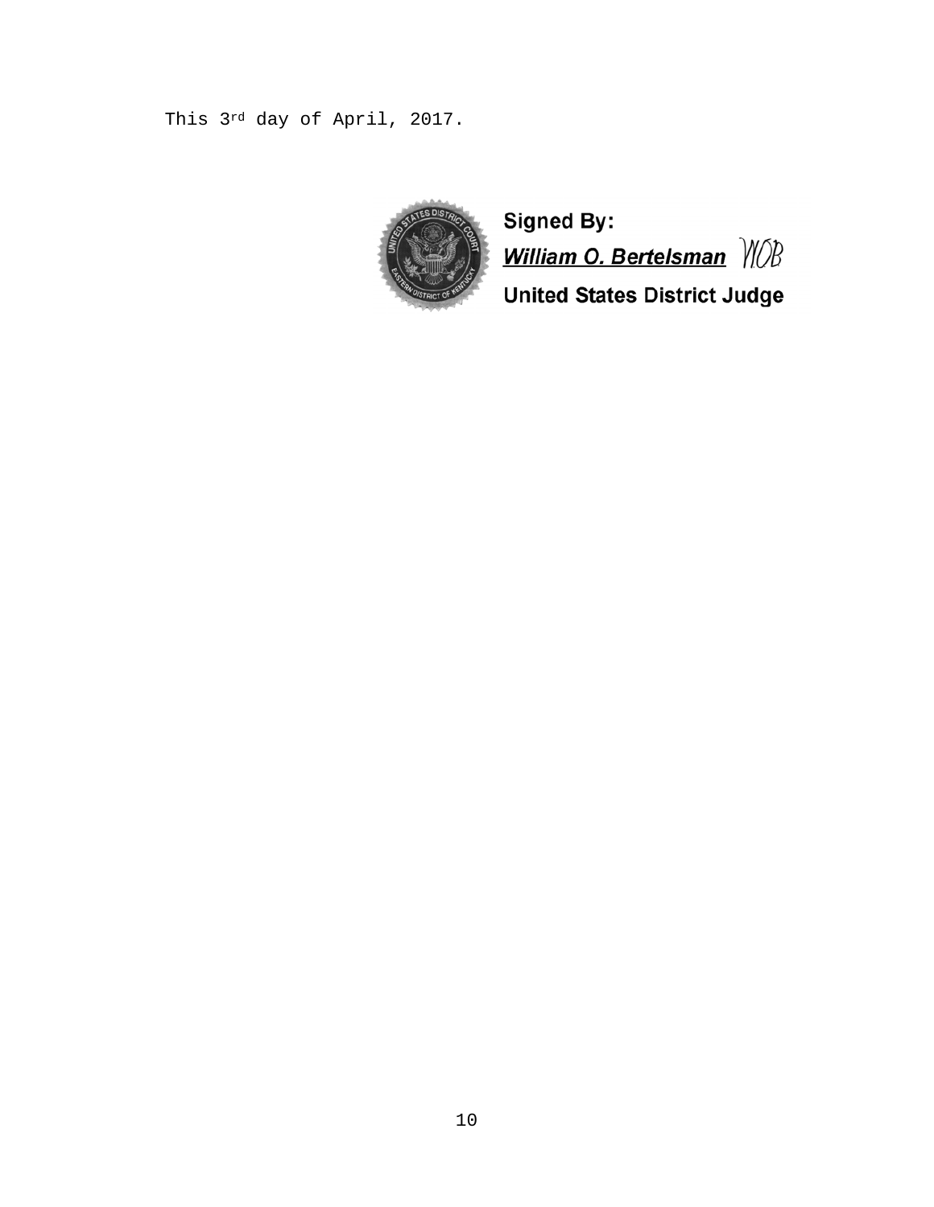This 3rd day of April, 2017.

**Signed By:**
***William O. Bertelsman*** WOB
**United States District Judge**